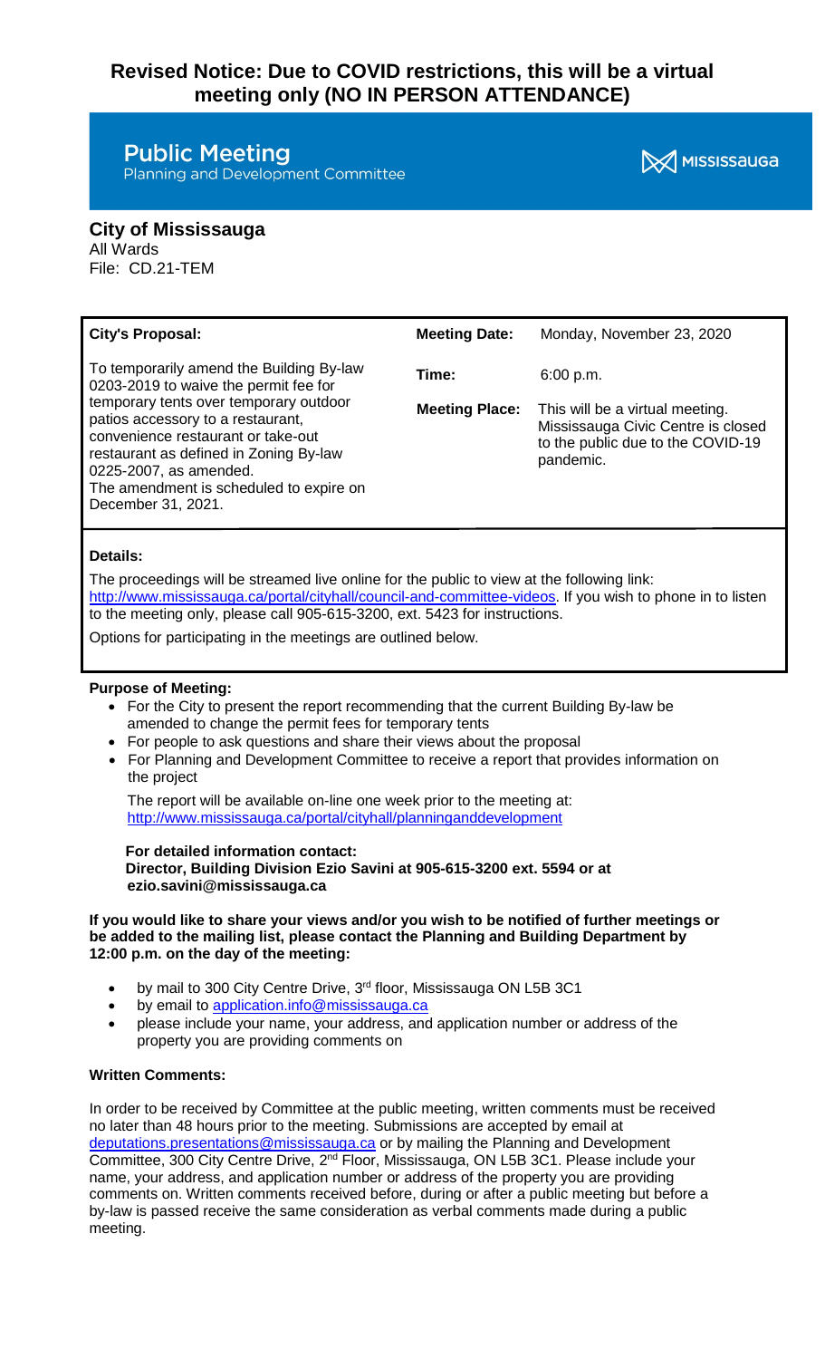# Revised Notice: Due to COVID restrictions, this will be a virtual meeting only (NO IN PERSON ATTENDANCE)

## Public Meeting
Planning and Development Committee

MISSISSAUGA

## City of Mississauga
All Wards
File: CD.21-TEM

| | |
|---|---|
| **City's Proposal:** | **Meeting Date:** Monday, November 23, 2020 |
| To temporarily amend the Building By-law 0203-2019 to waive the permit fee for temporary tents over temporary outdoor patios accessory to a restaurant, convenience restaurant or take-out restaurant as defined in Zoning By-law 0225-2007, as amended. The amendment is scheduled to expire on December 31, 2021. | **Time:** 6:00 p.m. **Meeting Place:** This will be a virtual meeting. Mississauga Civic Centre is closed to the public due to the COVID-19 pandemic. |

**Details:**

The proceedings will be streamed live online for the public to view at the following link: http://www.mississauga.ca/portal/cityhall/council-and-committee-videos. If you wish to phone in to listen to the meeting only, please call 905-615-3200, ext. 5423 for instructions.

Options for participating in the meetings are outlined below.

**Purpose of Meeting:**

- For the City to present the report recommending that the current Building By-law be amended to change the permit fees for temporary tents
- For people to ask questions and share their views about the proposal
- For Planning and Development Committee to receive a report that provides information on the project

The report will be available on-line one week prior to the meeting at: http://www.mississauga.ca/portal/cityhall/planninganddevelopment

**For detailed information contact:**
**Director, Building Division Ezio Savini at 905-615-3200 ext. 5594 or at ezio.savini@mississauga.ca**

**If you would like to share your views and/or you wish to be notified of further meetings or be added to the mailing list, please contact the Planning and Building Department by 12:00 p.m. on the day of the meeting:**

- by mail to 300 City Centre Drive, 3rd floor, Mississauga ON L5B 3C1
- by email to application.info@mississauga.ca
- please include your name, your address, and application number or address of the property you are providing comments on

**Written Comments:**

In order to be received by Committee at the public meeting, written comments must be received no later than 48 hours prior to the meeting. Submissions are accepted by email at deputations.presentations@mississauga.ca or by mailing the Planning and Development Committee, 300 City Centre Drive, 2nd Floor, Mississauga, ON L5B 3C1. Please include your name, your address, and application number or address of the property you are providing comments on. Written comments received before, during or after a public meeting but before a by-law is passed receive the same consideration as verbal comments made during a public meeting.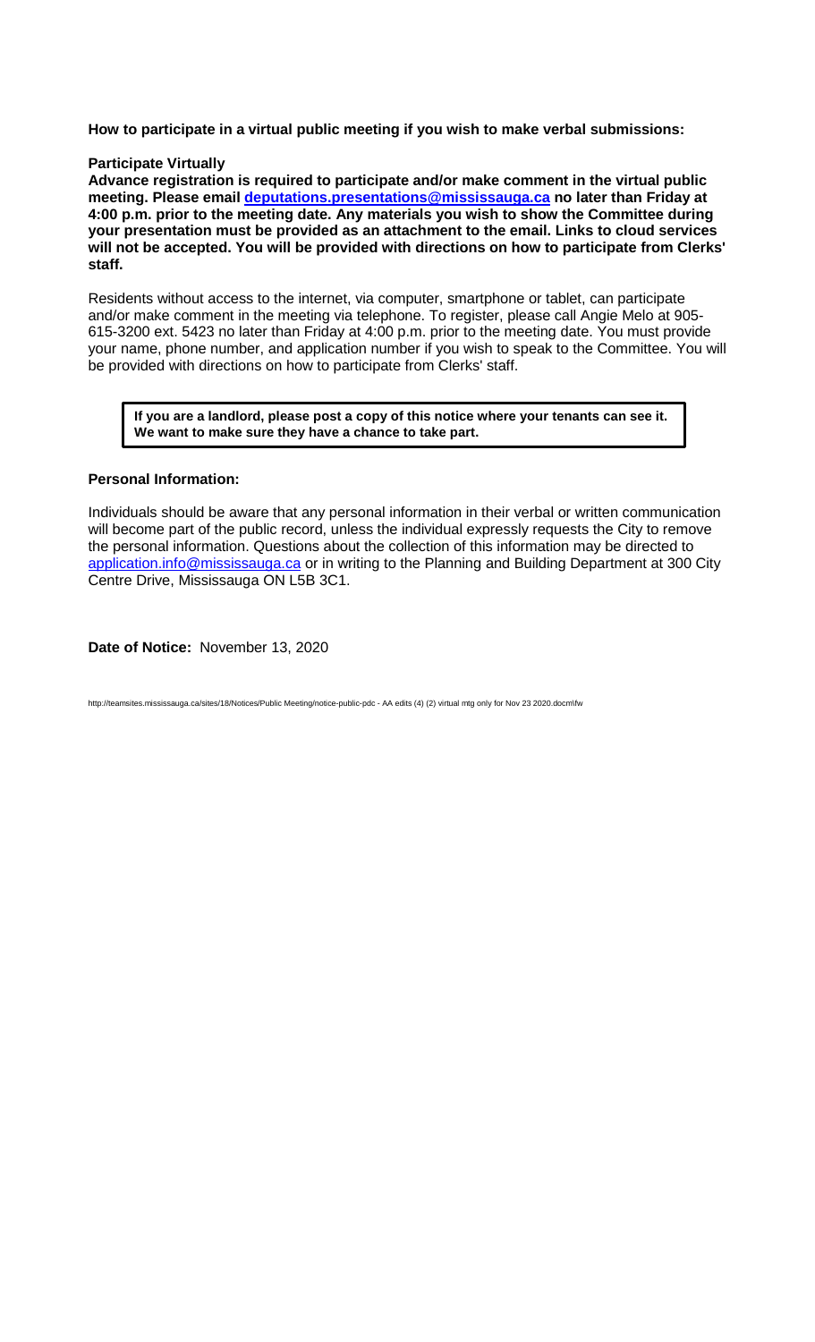**How to participate in a virtual public meeting if you wish to make verbal submissions:**

**Participate Virtually**

**Advance registration is required to participate and/or make comment in the virtual public meeting. Please email deputations.presentations@mississauga.ca no later than Friday at 4:00 p.m. prior to the meeting date. Any materials you wish to show the Committee during your presentation must be provided as an attachment to the email. Links to cloud services will not be accepted. You will be provided with directions on how to participate from Clerks' staff.**

Residents without access to the internet, via computer, smartphone or tablet, can participate and/or make comment in the meeting via telephone. To register, please call Angie Melo at 905-615-3200 ext. 5423 no later than Friday at 4:00 p.m. prior to the meeting date. You must provide your name, phone number, and application number if you wish to speak to the Committee. You will be provided with directions on how to participate from Clerks' staff.

**If you are a landlord, please post a copy of this notice where your tenants can see it. We want to make sure they have a chance to take part.**

**Personal Information:**

Individuals should be aware that any personal information in their verbal or written communication will become part of the public record, unless the individual expressly requests the City to remove the personal information. Questions about the collection of this information may be directed to application.info@mississauga.ca or in writing to the Planning and Building Department at 300 City Centre Drive, Mississauga ON L5B 3C1.

**Date of Notice:** November 13, 2020

http://teamsites.mississauga.ca/sites/18/Notices/Public Meeting/notice-public-pdc - AA edits (4) (2) virtual mtg only for Nov 23 2020.docm\fw